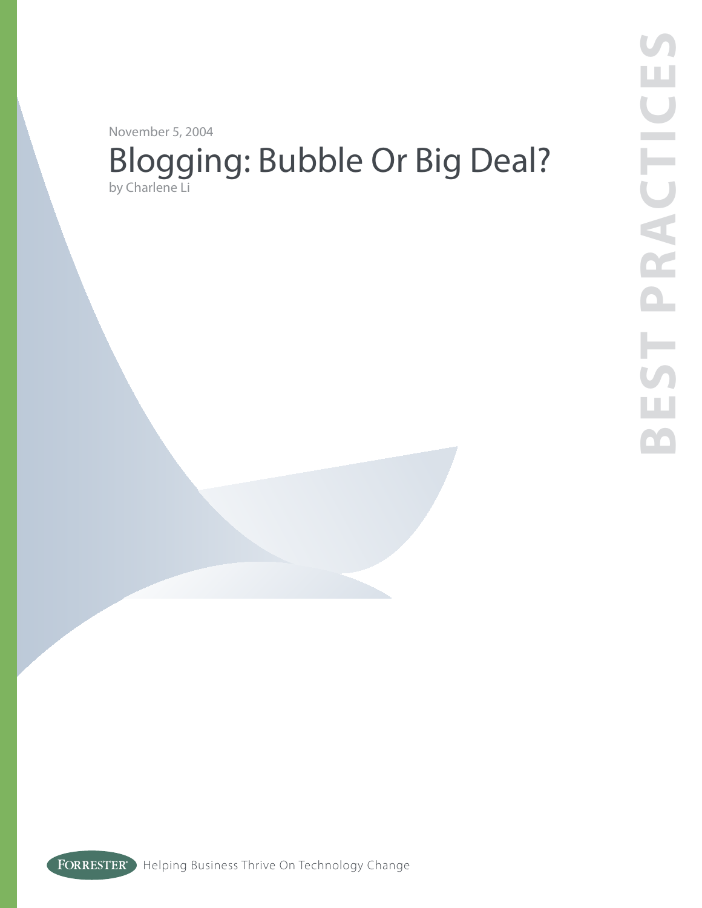November 5, 2004

# Blogging: Bubble Or Big Deal?

by Charlene Li

BEST PRACTICES

FORRESTER® Helping Business Thrive On Technology Change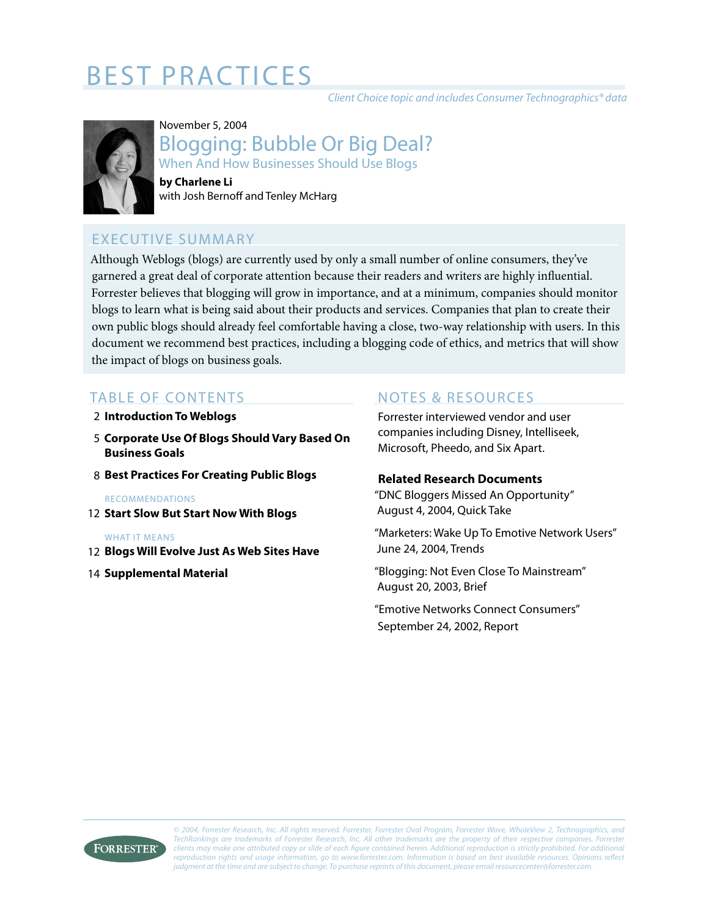# BEST PRACTICES

*Client Choice topic and includes Consumer Technographics® data*

November 5, 2004

## Blogging: Bubble Or Big Deal?

### When And How Businesses Should Use Blogs

**by Charlene Li**
with Josh Bernoff and Tenley McHarg

## EXECUTIVE SUMMARY

Although Weblogs (blogs) are currently used by only a small number of online consumers, they've garnered a great deal of corporate attention because their readers and writers are highly influential. Forrester believes that blogging will grow in importance, and at a minimum, companies should monitor blogs to learn what is being said about their products and services. Companies that plan to create their own public blogs should already feel comfortable having a close, two-way relationship with users. In this document we recommend best practices, including a blogging code of ethics, and metrics that will show the impact of blogs on business goals.

## TABLE OF CONTENTS

2 **Introduction To Weblogs**

5 **Corporate Use Of Blogs Should Vary Based On Business Goals**

8 **Best Practices For Creating Public Blogs**

RECOMMENDATIONS

12 **Start Slow But Start Now With Blogs**

WHAT IT MEANS

12 **Blogs Will Evolve Just As Web Sites Have**

14 **Supplemental Material**

## NOTES & RESOURCES

Forrester interviewed vendor and user companies including Disney, Intelliseek, Microsoft, Pheedo, and Six Apart.

**Related Research Documents**

"DNC Bloggers Missed An Opportunity"
August 4, 2004, Quick Take

"Marketers: Wake Up To Emotive Network Users"
June 24, 2004, Trends

"Blogging: Not Even Close To Mainstream"
August 20, 2003, Brief

"Emotive Networks Connect Consumers"
September 24, 2002, Report

*© 2004, Forrester Research, Inc. All rights reserved. Forrester, Forrester Oval Program, Forrester Wave, WholeView 2, Technographics, and TechRankings are trademarks of Forrester Research, Inc. All other trademarks are the property of their respective companies. Forrester clients may make one attributed copy or slide of each figure contained herein. Additional reproduction is strictly prohibited. For additional reproduction rights and usage information, go to www.forrester.com. Information is based on best available resources. Opinions reflect judgment at the time and are subject to change. To purchase reprints of this document, please email resourcecenter@forrester.com.*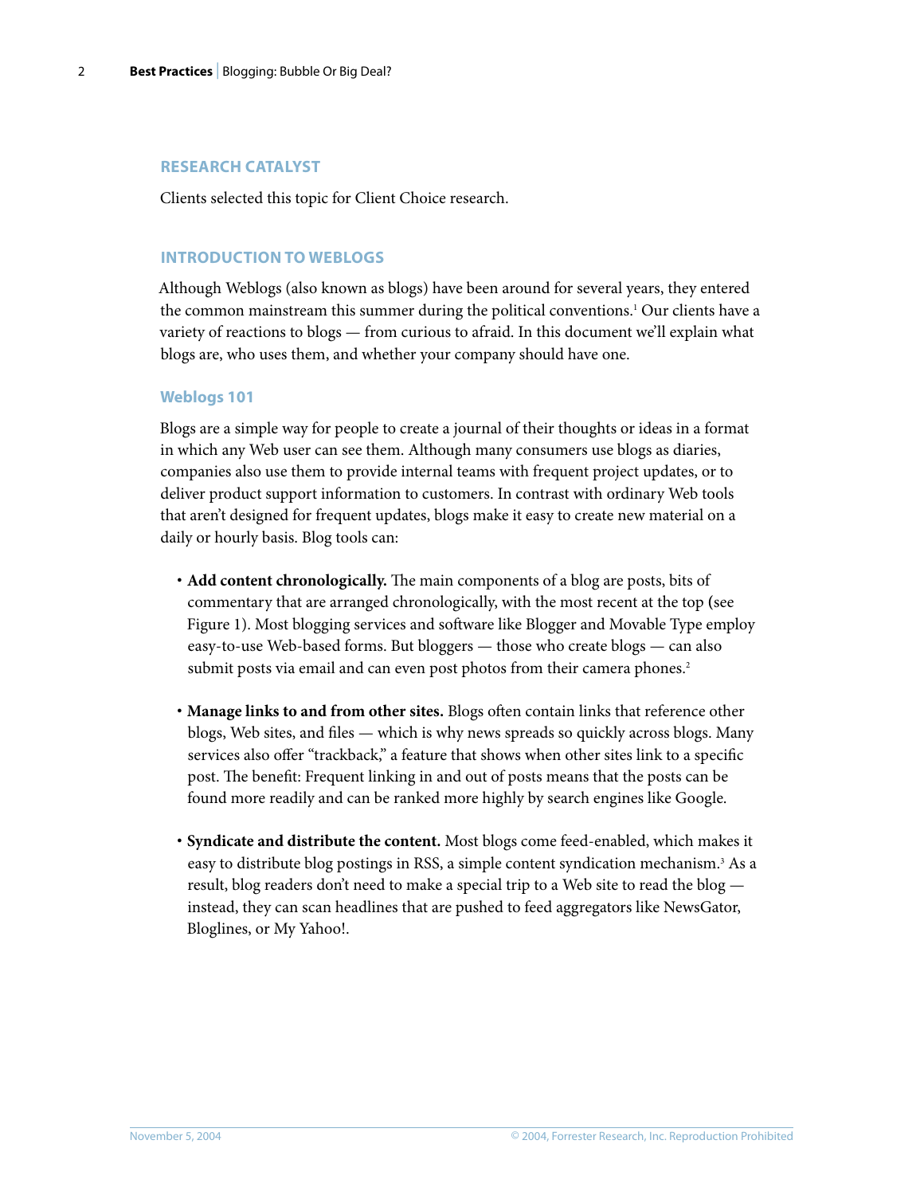## RESEARCH CATALYST

Clients selected this topic for Client Choice research.

## INTRODUCTION TO WEBLOGS

Although Weblogs (also known as blogs) have been around for several years, they entered the common mainstream this summer during the political conventions.[1] Our clients have a variety of reactions to blogs — from curious to afraid. In this document we'll explain what blogs are, who uses them, and whether your company should have one.

### Weblogs 101

Blogs are a simple way for people to create a journal of their thoughts or ideas in a format in which any Web user can see them. Although many consumers use blogs as diaries, companies also use them to provide internal teams with frequent project updates, or to deliver product support information to customers. In contrast with ordinary Web tools that aren't designed for frequent updates, blogs make it easy to create new material on a daily or hourly basis. Blog tools can:

- **Add content chronologically.** The main components of a blog are posts, bits of commentary that are arranged chronologically, with the most recent at the top (see Figure 1). Most blogging services and software like Blogger and Movable Type employ easy-to-use Web-based forms. But bloggers — those who create blogs — can also submit posts via email and can even post photos from their camera phones.[2]

- **Manage links to and from other sites.** Blogs often contain links that reference other blogs, Web sites, and files — which is why news spreads so quickly across blogs. Many services also offer "trackback," a feature that shows when other sites link to a specific post. The benefit: Frequent linking in and out of posts means that the posts can be found more readily and can be ranked more highly by search engines like Google.

- **Syndicate and distribute the content.** Most blogs come feed-enabled, which makes it easy to distribute blog postings in RSS, a simple content syndication mechanism.[3] As a result, blog readers don't need to make a special trip to a Web site to read the blog — instead, they can scan headlines that are pushed to feed aggregators like NewsGator, Bloglines, or My Yahoo!.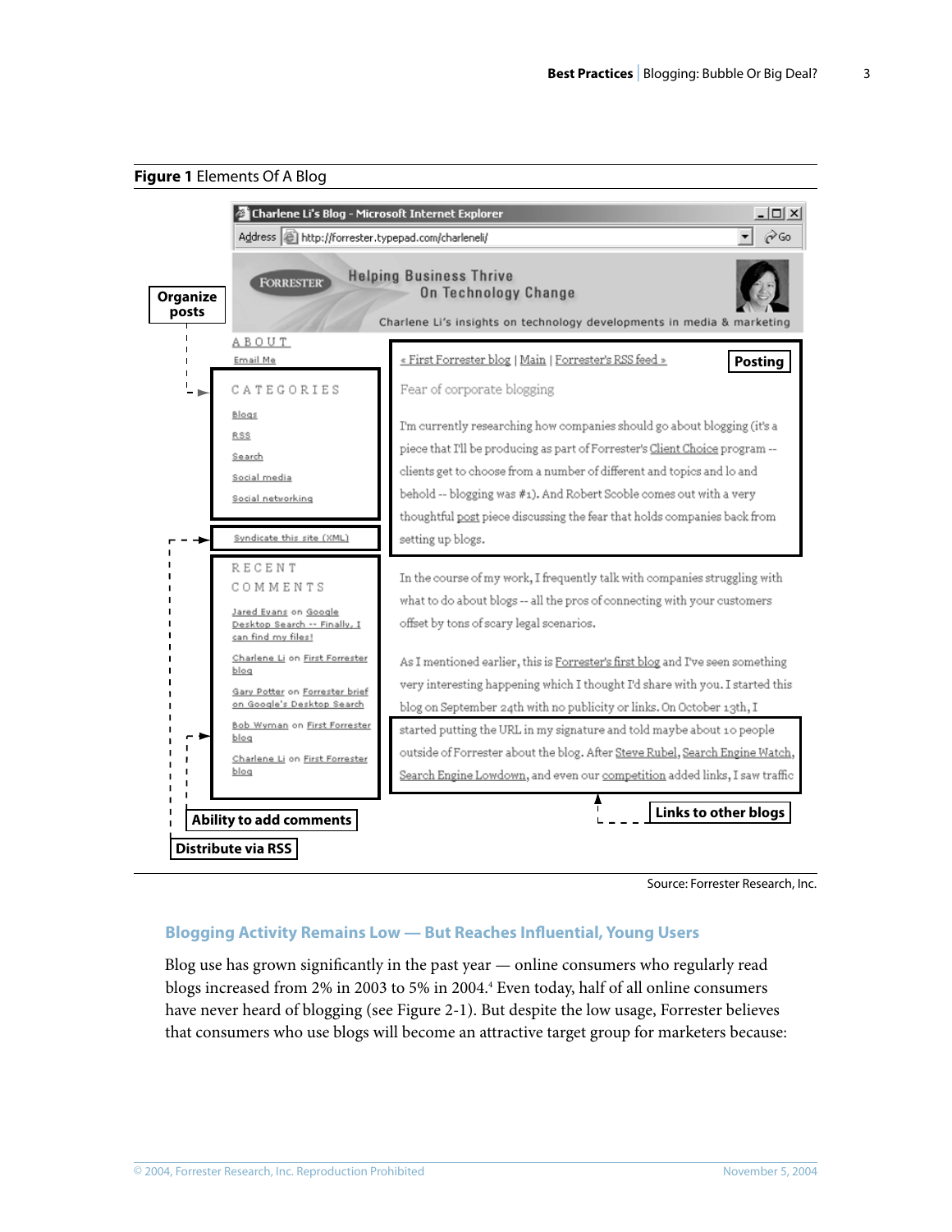**Figure 1** Elements Of A Blog

Organize posts

Posting

Ability to add comments

Distribute via RSS

Links to other blogs

Source: Forrester Research, Inc.

## Blogging Activity Remains Low — But Reaches Influential, Young Users

Blog use has grown significantly in the past year — online consumers who regularly read blogs increased from 2% in 2003 to 5% in 2004.[4] Even today, half of all online consumers have never heard of blogging (see Figure 2-1). But despite the low usage, Forrester believes that consumers who use blogs will become an attractive target group for marketers because: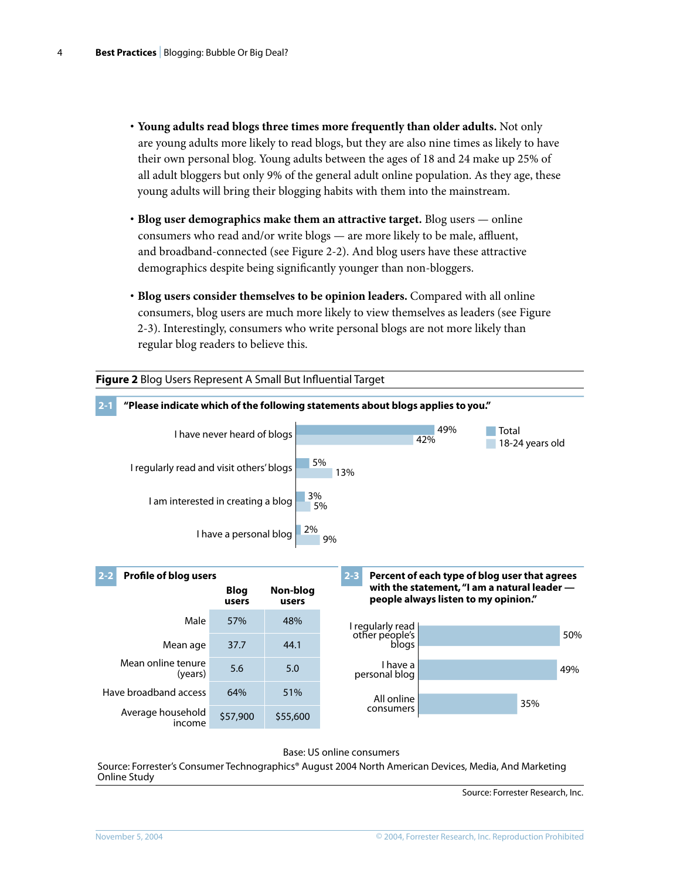- **Young adults read blogs three times more frequently than older adults.** Not only are young adults more likely to read blogs, but they are also nine times as likely to have their own personal blog. Young adults between the ages of 18 and 24 make up 25% of all adult bloggers but only 9% of the general adult online population. As they age, these young adults will bring their blogging habits with them into the mainstream.

- **Blog user demographics make them an attractive target.** Blog users — online consumers who read and/or write blogs — are more likely to be male, affluent, and broadband-connected (see Figure 2-2). And blog users have these attractive demographics despite being significantly younger than non-bloggers.

- **Blog users consider themselves to be opinion leaders.** Compared with all online consumers, blog users are much more likely to view themselves as leaders (see Figure 2-3). Interestingly, consumers who write personal blogs are not more likely than regular blog readers to believe this.

**Figure 2** Blog Users Represent A Small But Influential Target

**2-1 "Please indicate which of the following statements about blogs applies to you."**

| | Total | 18-24 years old |
|---|---|---|
| I have never heard of blogs | 49% | 42% |
| I regularly read and visit others' blogs | 5% | 13% |
| I am interested in creating a blog | 3% | 5% |
| I have a personal blog | 2% | 9% |

**2-2 Profile of blog users**

| | Blog users | Non-blog users |
|---|---|---|
| Male | 57% | 48% |
| Mean age | 37.7 | 44.1 |
| Mean online tenure (years) | 5.6 | 5.0 |
| Have broadband access | 64% | 51% |
| Average household income | $57,900 | $55,600 |

**2-3 Percent of each type of blog user that agrees with the statement, "I am a natural leader — people always listen to my opinion."**

| | |
|---|---|
| I regularly read other people's blogs | 50% |
| I have a personal blog | 49% |
| All online consumers | 35% |

Base: US online consumers

Source: Forrester's Consumer Technographics® August 2004 North American Devices, Media, And Marketing Online Study

Source: Forrester Research, Inc.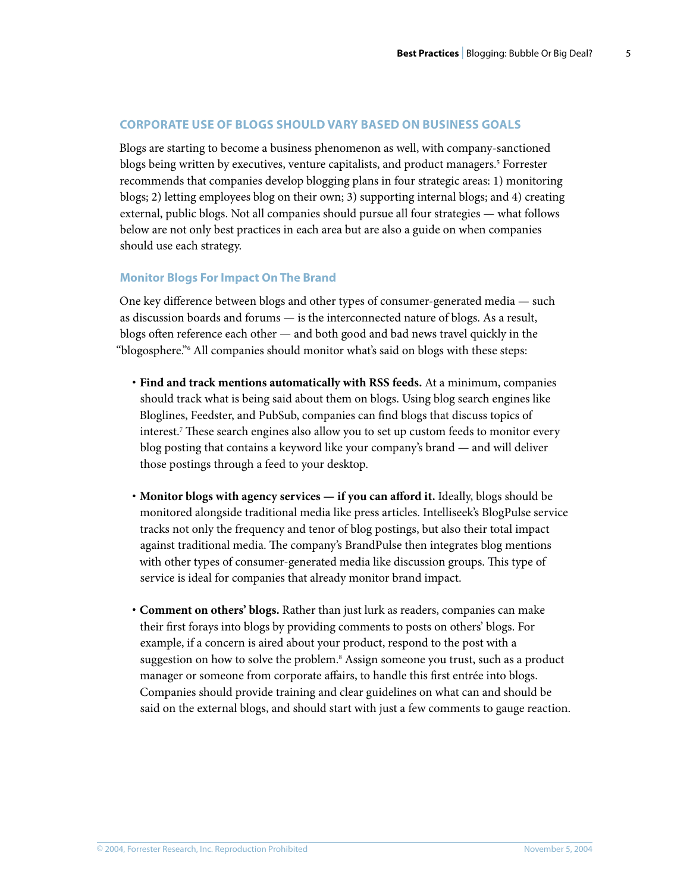## CORPORATE USE OF BLOGS SHOULD VARY BASED ON BUSINESS GOALS

Blogs are starting to become a business phenomenon as well, with company-sanctioned blogs being written by executives, venture capitalists, and product managers.[5] Forrester recommends that companies develop blogging plans in four strategic areas: 1) monitoring blogs; 2) letting employees blog on their own; 3) supporting internal blogs; and 4) creating external, public blogs. Not all companies should pursue all four strategies — what follows below are not only best practices in each area but are also a guide on when companies should use each strategy.

### Monitor Blogs For Impact On The Brand

One key difference between blogs and other types of consumer-generated media — such as discussion boards and forums — is the interconnected nature of blogs. As a result, blogs often reference each other — and both good and bad news travel quickly in the "blogosphere."[6] All companies should monitor what's said on blogs with these steps:

- **Find and track mentions automatically with RSS feeds.** At a minimum, companies should track what is being said about them on blogs. Using blog search engines like Bloglines, Feedster, and PubSub, companies can find blogs that discuss topics of interest.[7] These search engines also allow you to set up custom feeds to monitor every blog posting that contains a keyword like your company's brand — and will deliver those postings through a feed to your desktop.

- **Monitor blogs with agency services — if you can afford it.** Ideally, blogs should be monitored alongside traditional media like press articles. Intelliseek's BlogPulse service tracks not only the frequency and tenor of blog postings, but also their total impact against traditional media. The company's BrandPulse then integrates blog mentions with other types of consumer-generated media like discussion groups. This type of service is ideal for companies that already monitor brand impact.

- **Comment on others' blogs.** Rather than just lurk as readers, companies can make their first forays into blogs by providing comments to posts on others' blogs. For example, if a concern is aired about your product, respond to the post with a suggestion on how to solve the problem.[8] Assign someone you trust, such as a product manager or someone from corporate affairs, to handle this first entrée into blogs. Companies should provide training and clear guidelines on what can and should be said on the external blogs, and should start with just a few comments to gauge reaction.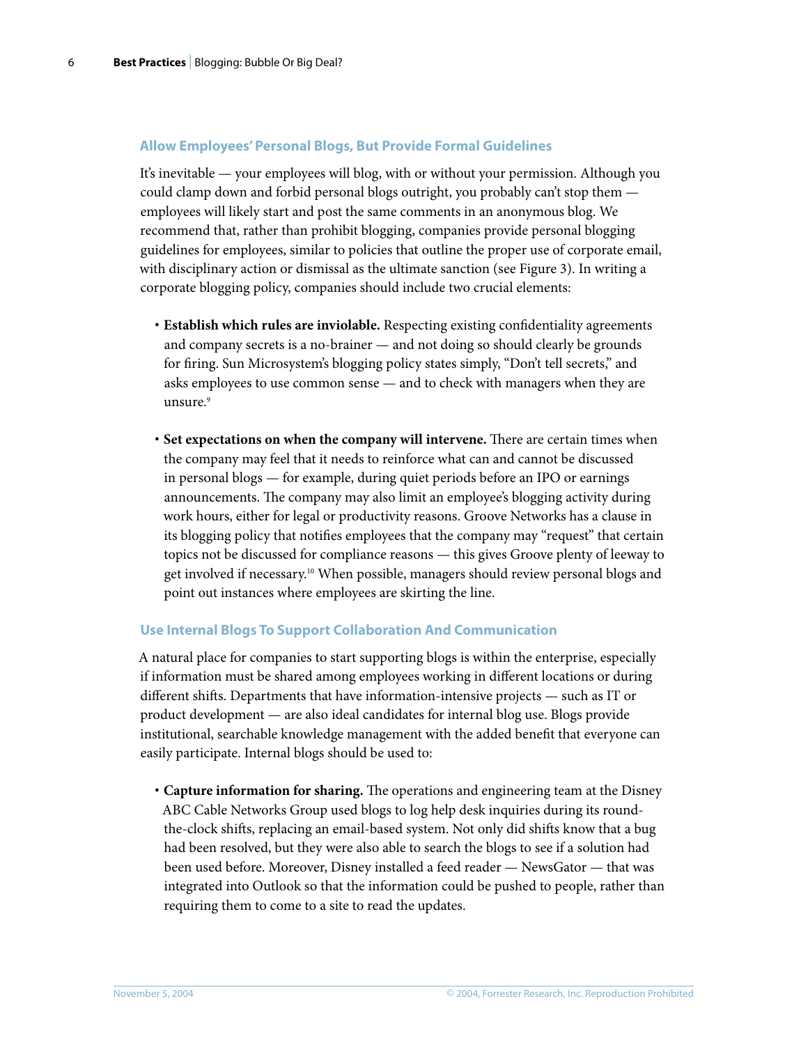## Allow Employees' Personal Blogs, But Provide Formal Guidelines

It's inevitable — your employees will blog, with or without your permission. Although you could clamp down and forbid personal blogs outright, you probably can't stop them — employees will likely start and post the same comments in an anonymous blog. We recommend that, rather than prohibit blogging, companies provide personal blogging guidelines for employees, similar to policies that outline the proper use of corporate email, with disciplinary action or dismissal as the ultimate sanction (see Figure 3). In writing a corporate blogging policy, companies should include two crucial elements:

- **Establish which rules are inviolable.** Respecting existing confidentiality agreements and company secrets is a no-brainer — and not doing so should clearly be grounds for firing. Sun Microsystem's blogging policy states simply, "Don't tell secrets," and asks employees to use common sense — and to check with managers when they are unsure.[9]

- **Set expectations on when the company will intervene.** There are certain times when the company may feel that it needs to reinforce what can and cannot be discussed in personal blogs — for example, during quiet periods before an IPO or earnings announcements. The company may also limit an employee's blogging activity during work hours, either for legal or productivity reasons. Groove Networks has a clause in its blogging policy that notifies employees that the company may "request" that certain topics not be discussed for compliance reasons — this gives Groove plenty of leeway to get involved if necessary.[10] When possible, managers should review personal blogs and point out instances where employees are skirting the line.

## Use Internal Blogs To Support Collaboration And Communication

A natural place for companies to start supporting blogs is within the enterprise, especially if information must be shared among employees working in different locations or during different shifts. Departments that have information-intensive projects — such as IT or product development — are also ideal candidates for internal blog use. Blogs provide institutional, searchable knowledge management with the added benefit that everyone can easily participate. Internal blogs should be used to:

- **Capture information for sharing.** The operations and engineering team at the Disney ABC Cable Networks Group used blogs to log help desk inquiries during its round-the-clock shifts, replacing an email-based system. Not only did shifts know that a bug had been resolved, but they were also able to search the blogs to see if a solution had been used before. Moreover, Disney installed a feed reader — NewsGator — that was integrated into Outlook so that the information could be pushed to people, rather than requiring them to come to a site to read the updates.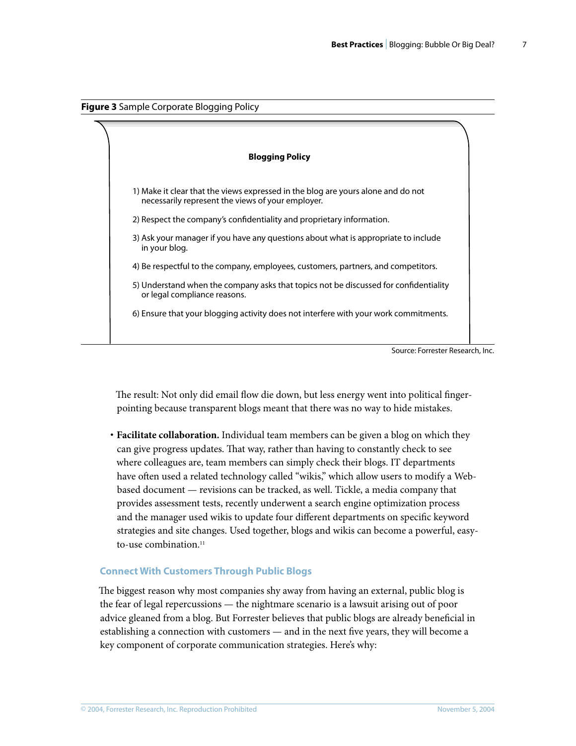**Figure 3** Sample Corporate Blogging Policy

**Blogging Policy**

1) Make it clear that the views expressed in the blog are yours alone and do not necessarily represent the views of your employer.

2) Respect the company's confidentiality and proprietary information.

3) Ask your manager if you have any questions about what is appropriate to include in your blog.

4) Be respectful to the company, employees, customers, partners, and competitors.

5) Understand when the company asks that topics not be discussed for confidentiality or legal compliance reasons.

6) Ensure that your blogging activity does not interfere with your work commitments.

Source: Forrester Research, Inc.

The result: Not only did email flow die down, but less energy went into political finger-pointing because transparent blogs meant that there was no way to hide mistakes.

- **Facilitate collaboration.** Individual team members can be given a blog on which they can give progress updates. That way, rather than having to constantly check to see where colleagues are, team members can simply check their blogs. IT departments have often used a related technology called "wikis," which allow users to modify a Web-based document — revisions can be tracked, as well. Tickle, a media company that provides assessment tests, recently underwent a search engine optimization process and the manager used wikis to update four different departments on specific keyword strategies and site changes. Used together, blogs and wikis can become a powerful, easy-to-use combination.[11]

### Connect With Customers Through Public Blogs

The biggest reason why most companies shy away from having an external, public blog is the fear of legal repercussions — the nightmare scenario is a lawsuit arising out of poor advice gleaned from a blog. But Forrester believes that public blogs are already beneficial in establishing a connection with customers — and in the next five years, they will become a key component of corporate communication strategies. Here's why: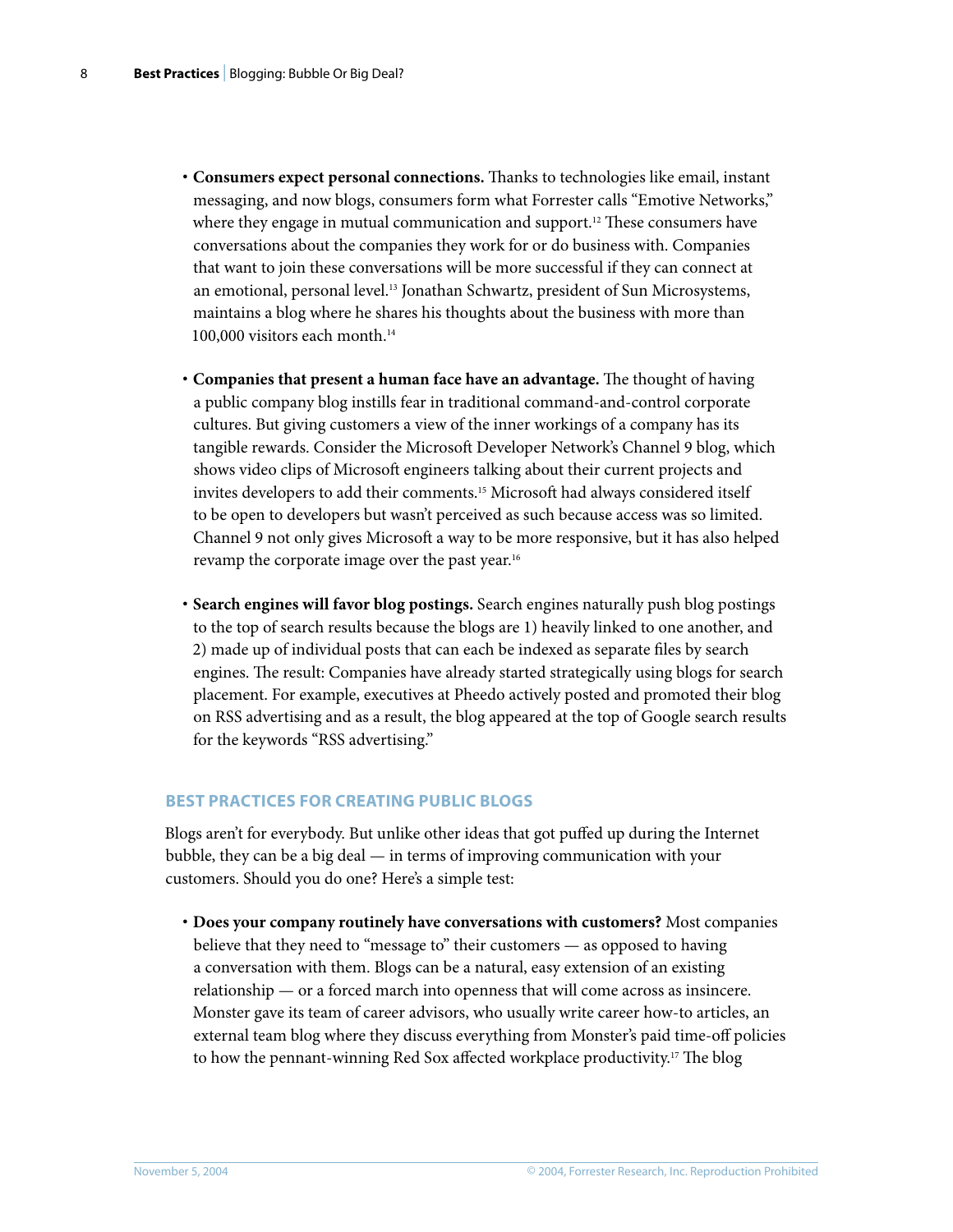- **Consumers expect personal connections.** Thanks to technologies like email, instant messaging, and now blogs, consumers form what Forrester calls "Emotive Networks," where they engage in mutual communication and support.[12] These consumers have conversations about the companies they work for or do business with. Companies that want to join these conversations will be more successful if they can connect at an emotional, personal level.[13] Jonathan Schwartz, president of Sun Microsystems, maintains a blog where he shares his thoughts about the business with more than 100,000 visitors each month.[14]

- **Companies that present a human face have an advantage.** The thought of having a public company blog instills fear in traditional command-and-control corporate cultures. But giving customers a view of the inner workings of a company has its tangible rewards. Consider the Microsoft Developer Network's Channel 9 blog, which shows video clips of Microsoft engineers talking about their current projects and invites developers to add their comments.[15] Microsoft had always considered itself to be open to developers but wasn't perceived as such because access was so limited. Channel 9 not only gives Microsoft a way to be more responsive, but it has also helped revamp the corporate image over the past year.[16]

- **Search engines will favor blog postings.** Search engines naturally push blog postings to the top of search results because the blogs are 1) heavily linked to one another, and 2) made up of individual posts that can each be indexed as separate files by search engines. The result: Companies have already started strategically using blogs for search placement. For example, executives at Pheedo actively posted and promoted their blog on RSS advertising and as a result, the blog appeared at the top of Google search results for the keywords "RSS advertising."

## BEST PRACTICES FOR CREATING PUBLIC BLOGS

Blogs aren't for everybody. But unlike other ideas that got puffed up during the Internet bubble, they can be a big deal — in terms of improving communication with your customers. Should you do one? Here's a simple test:

- **Does your company routinely have conversations with customers?** Most companies believe that they need to "message to" their customers — as opposed to having a conversation with them. Blogs can be a natural, easy extension of an existing relationship — or a forced march into openness that will come across as insincere. Monster gave its team of career advisors, who usually write career how-to articles, an external team blog where they discuss everything from Monster's paid time-off policies to how the pennant-winning Red Sox affected workplace productivity.[17] The blog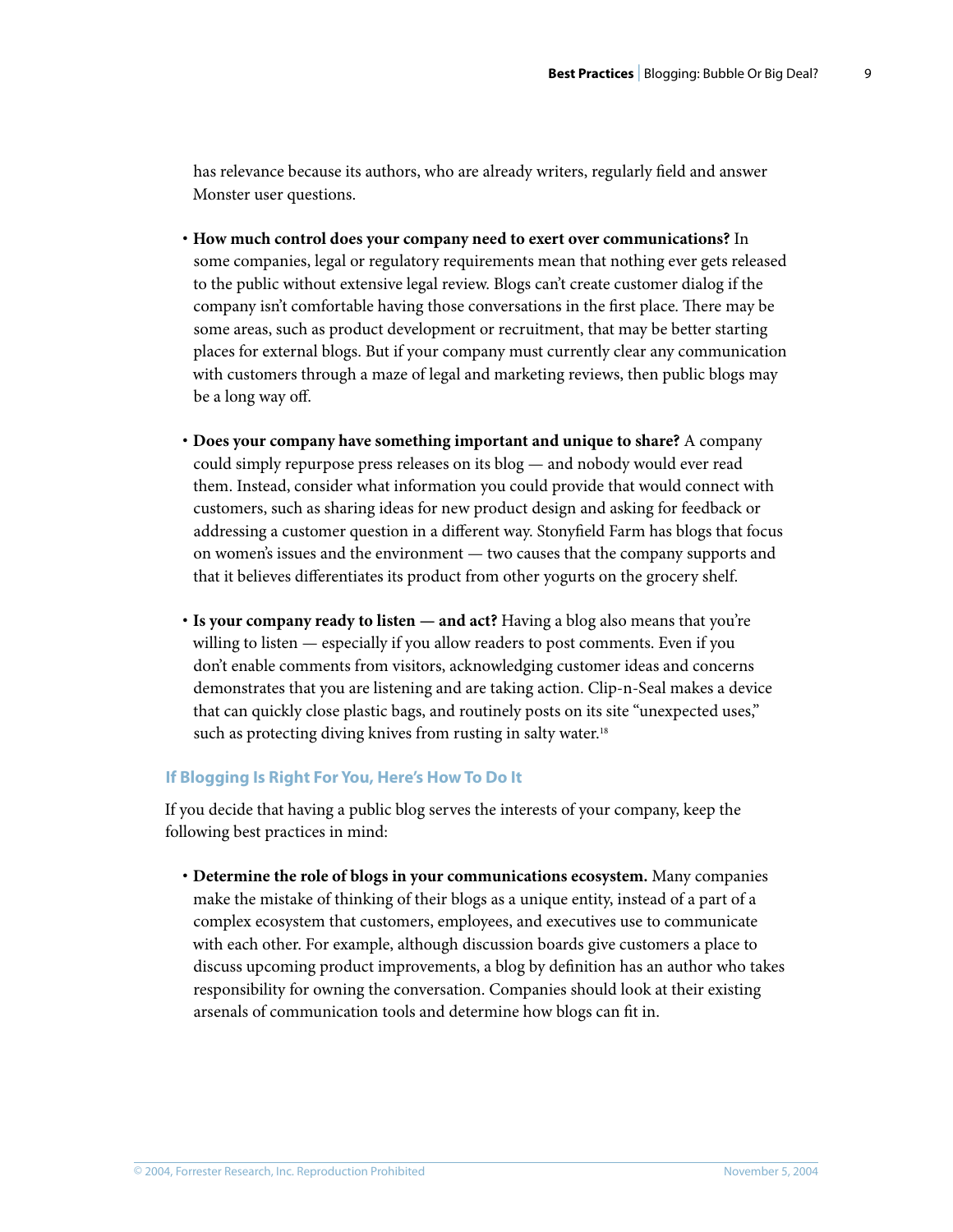has relevance because its authors, who are already writers, regularly field and answer Monster user questions.

- **How much control does your company need to exert over communications?** In some companies, legal or regulatory requirements mean that nothing ever gets released to the public without extensive legal review. Blogs can't create customer dialog if the company isn't comfortable having those conversations in the first place. There may be some areas, such as product development or recruitment, that may be better starting places for external blogs. But if your company must currently clear any communication with customers through a maze of legal and marketing reviews, then public blogs may be a long way off.

- **Does your company have something important and unique to share?** A company could simply repurpose press releases on its blog — and nobody would ever read them. Instead, consider what information you could provide that would connect with customers, such as sharing ideas for new product design and asking for feedback or addressing a customer question in a different way. Stonyfield Farm has blogs that focus on women's issues and the environment — two causes that the company supports and that it believes differentiates its product from other yogurts on the grocery shelf.

- **Is your company ready to listen — and act?** Having a blog also means that you're willing to listen — especially if you allow readers to post comments. Even if you don't enable comments from visitors, acknowledging customer ideas and concerns demonstrates that you are listening and are taking action. Clip-n-Seal makes a device that can quickly close plastic bags, and routinely posts on its site "unexpected uses," such as protecting diving knives from rusting in salty water.[18]

## If Blogging Is Right For You, Here's How To Do It

If you decide that having a public blog serves the interests of your company, keep the following best practices in mind:

- **Determine the role of blogs in your communications ecosystem.** Many companies make the mistake of thinking of their blogs as a unique entity, instead of a part of a complex ecosystem that customers, employees, and executives use to communicate with each other. For example, although discussion boards give customers a place to discuss upcoming product improvements, a blog by definition has an author who takes responsibility for owning the conversation. Companies should look at their existing arsenals of communication tools and determine how blogs can fit in.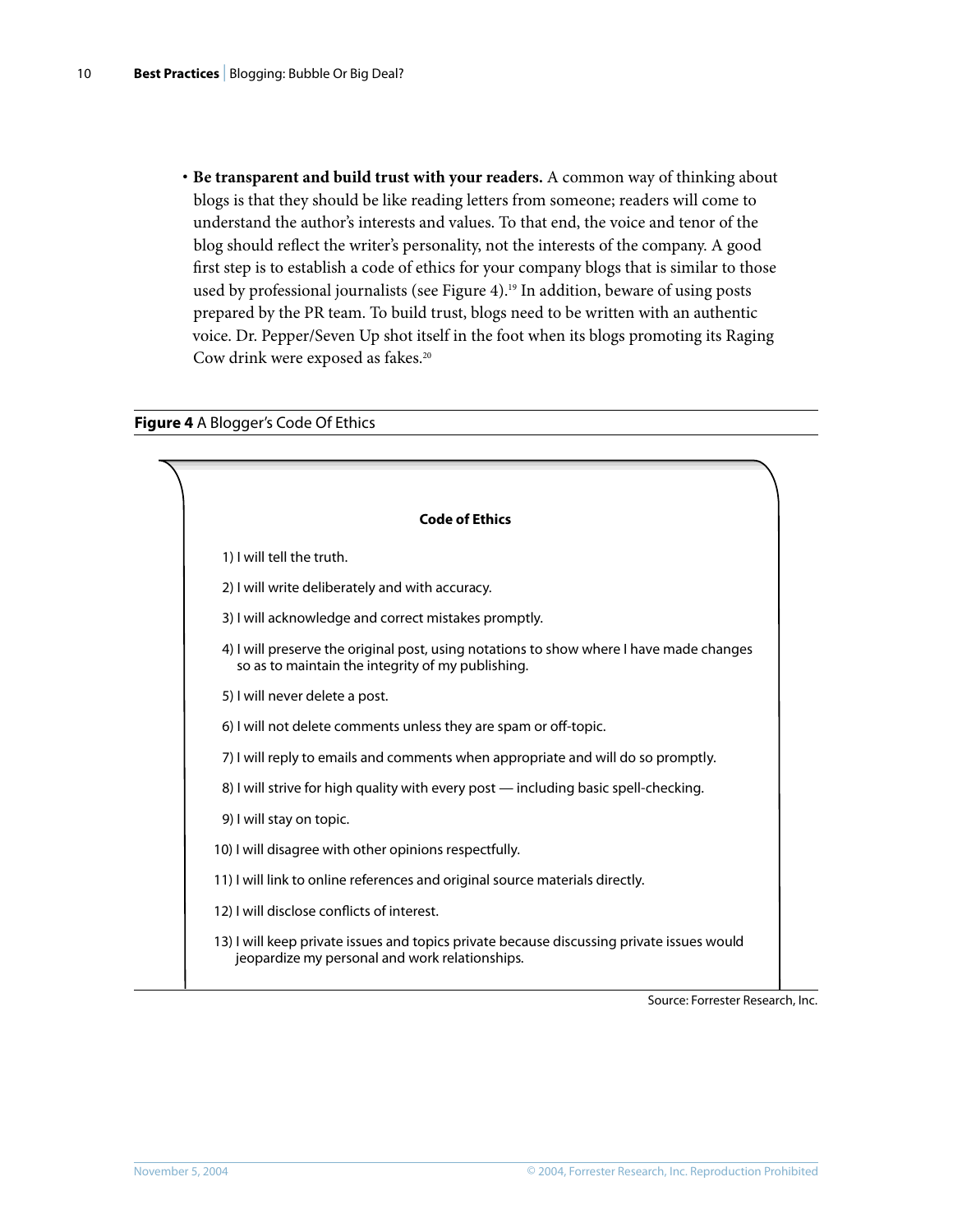- **Be transparent and build trust with your readers.** A common way of thinking about blogs is that they should be like reading letters from someone; readers will come to understand the author's interests and values. To that end, the voice and tenor of the blog should reflect the writer's personality, not the interests of the company. A good first step is to establish a code of ethics for your company blogs that is similar to those used by professional journalists (see Figure 4).[19] In addition, beware of using posts prepared by the PR team. To build trust, blogs need to be written with an authentic voice. Dr. Pepper/Seven Up shot itself in the foot when its blogs promoting its Raging Cow drink were exposed as fakes.[20]

**Figure 4** A Blogger's Code Of Ethics

**Code of Ethics**

1) I will tell the truth.

2) I will write deliberately and with accuracy.

3) I will acknowledge and correct mistakes promptly.

4) I will preserve the original post, using notations to show where I have made changes so as to maintain the integrity of my publishing.

5) I will never delete a post.

6) I will not delete comments unless they are spam or off-topic.

7) I will reply to emails and comments when appropriate and will do so promptly.

8) I will strive for high quality with every post — including basic spell-checking.

9) I will stay on topic.

10) I will disagree with other opinions respectfully.

11) I will link to online references and original source materials directly.

12) I will disclose conflicts of interest.

13) I will keep private issues and topics private because discussing private issues would jeopardize my personal and work relationships.

Source: Forrester Research, Inc.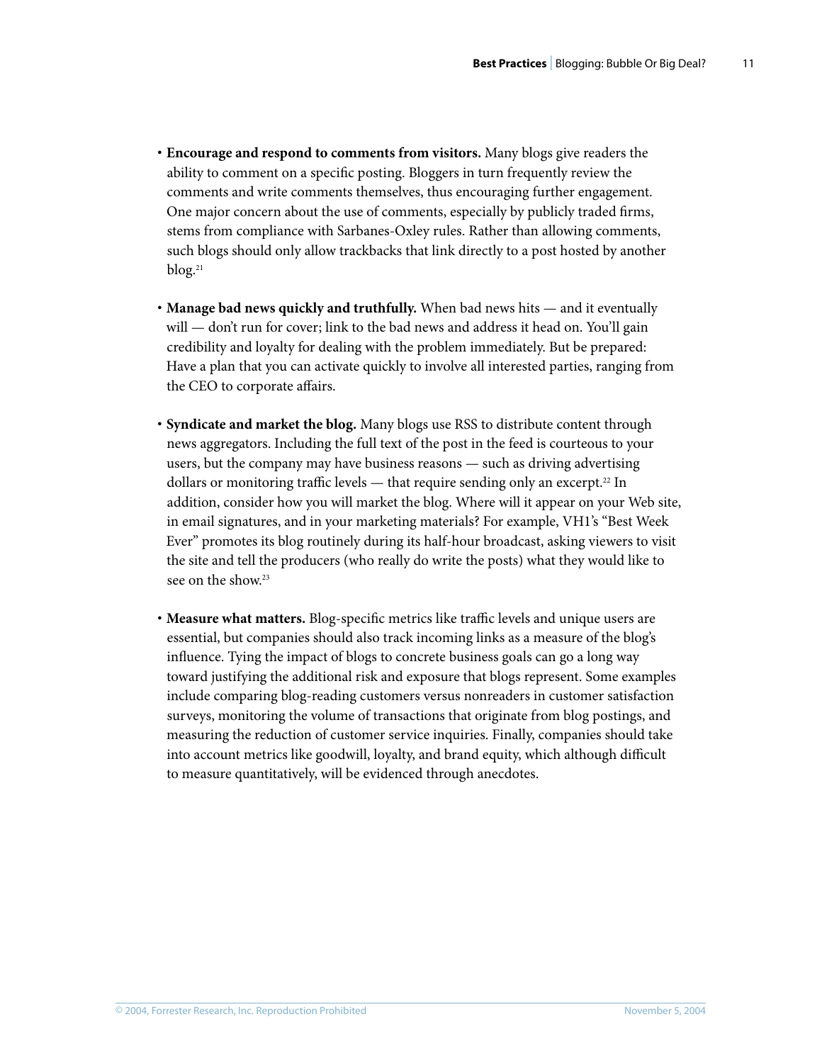- **Encourage and respond to comments from visitors.** Many blogs give readers the ability to comment on a specific posting. Bloggers in turn frequently review the comments and write comments themselves, thus encouraging further engagement. One major concern about the use of comments, especially by publicly traded firms, stems from compliance with Sarbanes-Oxley rules. Rather than allowing comments, such blogs should only allow trackbacks that link directly to a post hosted by another blog.[21]

- **Manage bad news quickly and truthfully.** When bad news hits — and it eventually will — don't run for cover; link to the bad news and address it head on. You'll gain credibility and loyalty for dealing with the problem immediately. But be prepared: Have a plan that you can activate quickly to involve all interested parties, ranging from the CEO to corporate affairs.

- **Syndicate and market the blog.** Many blogs use RSS to distribute content through news aggregators. Including the full text of the post in the feed is courteous to your users, but the company may have business reasons — such as driving advertising dollars or monitoring traffic levels — that require sending only an excerpt.[22] In addition, consider how you will market the blog. Where will it appear on your Web site, in email signatures, and in your marketing materials? For example, VH1's "Best Week Ever" promotes its blog routinely during its half-hour broadcast, asking viewers to visit the site and tell the producers (who really do write the posts) what they would like to see on the show.[23]

- **Measure what matters.** Blog-specific metrics like traffic levels and unique users are essential, but companies should also track incoming links as a measure of the blog's influence. Tying the impact of blogs to concrete business goals can go a long way toward justifying the additional risk and exposure that blogs represent. Some examples include comparing blog-reading customers versus nonreaders in customer satisfaction surveys, monitoring the volume of transactions that originate from blog postings, and measuring the reduction of customer service inquiries. Finally, companies should take into account metrics like goodwill, loyalty, and brand equity, which although difficult to measure quantitatively, will be evidenced through anecdotes.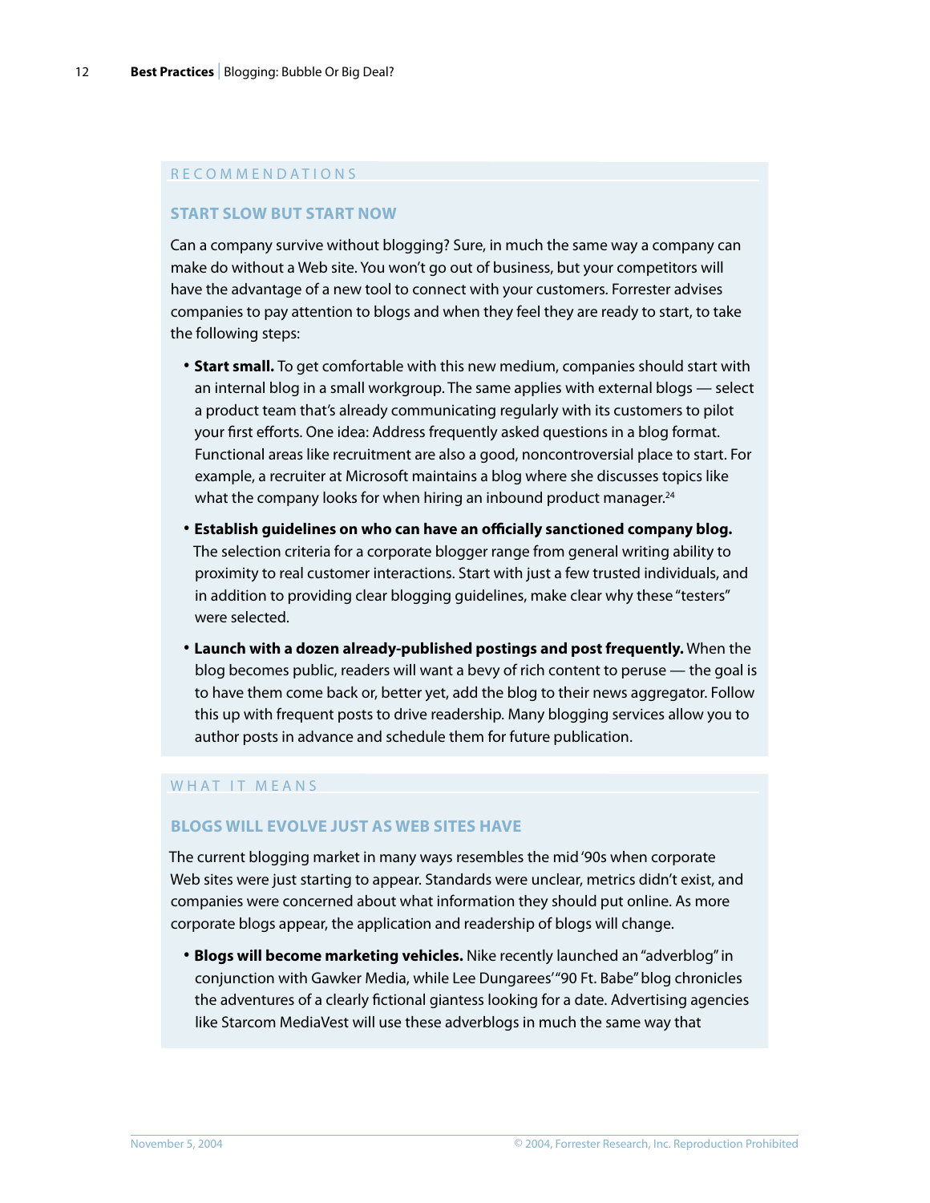## RECOMMENDATIONS

### START SLOW BUT START NOW

Can a company survive without blogging? Sure, in much the same way a company can make do without a Web site. You won't go out of business, but your competitors will have the advantage of a new tool to connect with your customers. Forrester advises companies to pay attention to blogs and when they feel they are ready to start, to take the following steps:

- **Start small.** To get comfortable with this new medium, companies should start with an internal blog in a small workgroup. The same applies with external blogs — select a product team that's already communicating regularly with its customers to pilot your first efforts. One idea: Address frequently asked questions in a blog format. Functional areas like recruitment are also a good, noncontroversial place to start. For example, a recruiter at Microsoft maintains a blog where she discusses topics like what the company looks for when hiring an inbound product manager.[24]
- **Establish guidelines on who can have an officially sanctioned company blog.** The selection criteria for a corporate blogger range from general writing ability to proximity to real customer interactions. Start with just a few trusted individuals, and in addition to providing clear blogging guidelines, make clear why these "testers" were selected.
- **Launch with a dozen already-published postings and post frequently.** When the blog becomes public, readers will want a bevy of rich content to peruse — the goal is to have them come back or, better yet, add the blog to their news aggregator. Follow this up with frequent posts to drive readership. Many blogging services allow you to author posts in advance and schedule them for future publication.

## WHAT IT MEANS

### BLOGS WILL EVOLVE JUST AS WEB SITES HAVE

The current blogging market in many ways resembles the mid '90s when corporate Web sites were just starting to appear. Standards were unclear, metrics didn't exist, and companies were concerned about what information they should put online. As more corporate blogs appear, the application and readership of blogs will change.

- **Blogs will become marketing vehicles.** Nike recently launched an "adverblog" in conjunction with Gawker Media, while Lee Dungarees' "90 Ft. Babe" blog chronicles the adventures of a clearly fictional giantess looking for a date. Advertising agencies like Starcom MediaVest will use these adverblogs in much the same way that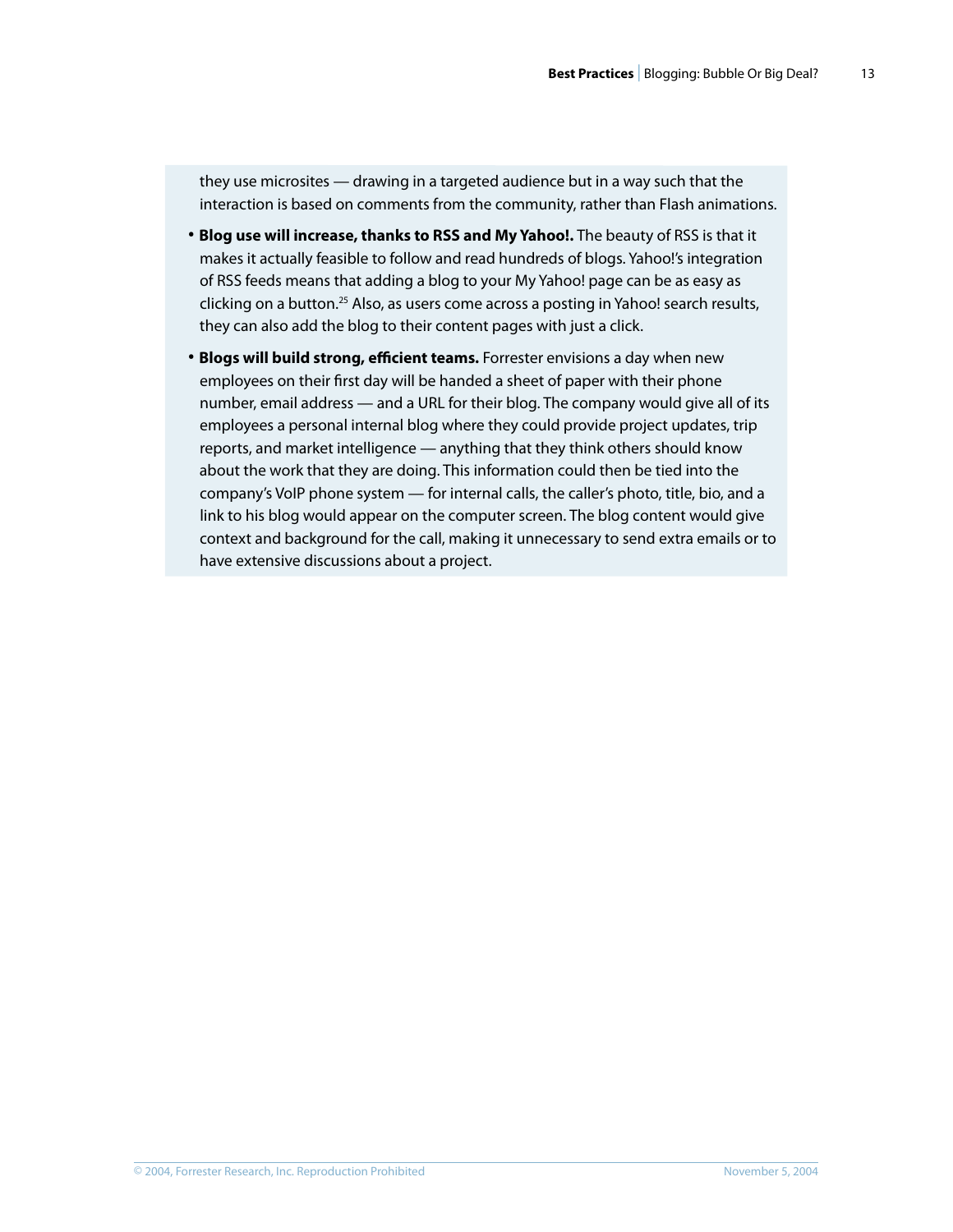they use microsites — drawing in a targeted audience but in a way such that the interaction is based on comments from the community, rather than Flash animations.

- **Blog use will increase, thanks to RSS and My Yahoo!.** The beauty of RSS is that it makes it actually feasible to follow and read hundreds of blogs. Yahoo!'s integration of RSS feeds means that adding a blog to your My Yahoo! page can be as easy as clicking on a button.[25] Also, as users come across a posting in Yahoo! search results, they can also add the blog to their content pages with just a click.
- **Blogs will build strong, efficient teams.** Forrester envisions a day when new employees on their first day will be handed a sheet of paper with their phone number, email address — and a URL for their blog. The company would give all of its employees a personal internal blog where they could provide project updates, trip reports, and market intelligence — anything that they think others should know about the work that they are doing. This information could then be tied into the company's VoIP phone system — for internal calls, the caller's photo, title, bio, and a link to his blog would appear on the computer screen. The blog content would give context and background for the call, making it unnecessary to send extra emails or to have extensive discussions about a project.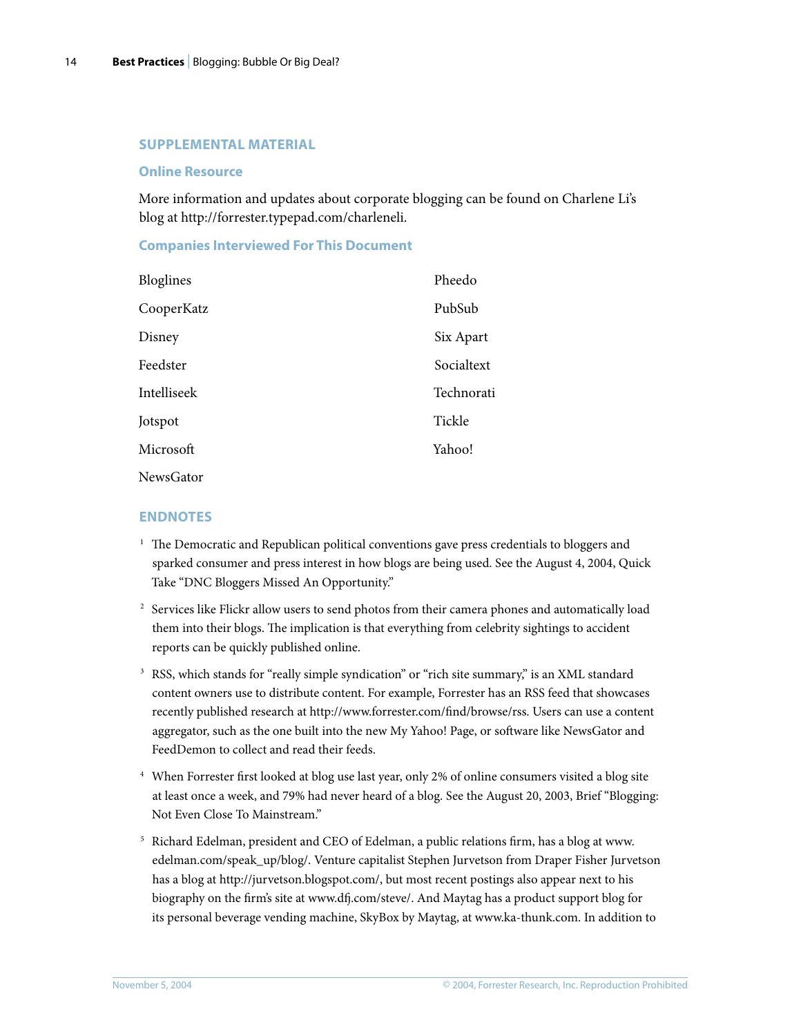## SUPPLEMENTAL MATERIAL

### Online Resource

More information and updates about corporate blogging can be found on Charlene Li's blog at http://forrester.typepad.com/charleneli.

### Companies Interviewed For This Document

Bloglines

CooperKatz

Disney

Feedster

Intelliseek

Jotspot

Microsoft

NewsGator

Pheedo

PubSub

Six Apart

Socialtext

Technorati

Tickle

Yahoo!

## ENDNOTES

[1] The Democratic and Republican political conventions gave press credentials to bloggers and sparked consumer and press interest in how blogs are being used. See the August 4, 2004, Quick Take "DNC Bloggers Missed An Opportunity."

[2] Services like Flickr allow users to send photos from their camera phones and automatically load them into their blogs. The implication is that everything from celebrity sightings to accident reports can be quickly published online.

[3] RSS, which stands for "really simple syndication" or "rich site summary," is an XML standard content owners use to distribute content. For example, Forrester has an RSS feed that showcases recently published research at http://www.forrester.com/find/browse/rss. Users can use a content aggregator, such as the one built into the new My Yahoo! Page, or software like NewsGator and FeedDemon to collect and read their feeds.

[4] When Forrester first looked at blog use last year, only 2% of online consumers visited a blog site at least once a week, and 79% had never heard of a blog. See the August 20, 2003, Brief "Blogging: Not Even Close To Mainstream."

[5] Richard Edelman, president and CEO of Edelman, a public relations firm, has a blog at www.edelman.com/speak_up/blog/. Venture capitalist Stephen Jurvetson from Draper Fisher Jurvetson has a blog at http://jurvetson.blogspot.com/, but most recent postings also appear next to his biography on the firm's site at www.dfj.com/steve/. And Maytag has a product support blog for its personal beverage vending machine, SkyBox by Maytag, at www.ka-thunk.com. In addition to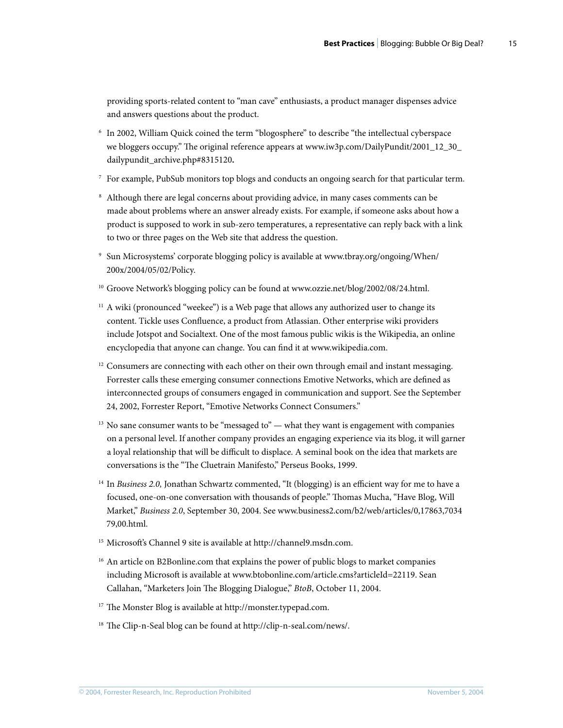providing sports-related content to "man cave" enthusiasts, a product manager dispenses advice and answers questions about the product.

[6] In 2002, William Quick coined the term "blogosphere" to describe "the intellectual cyberspace we bloggers occupy." The original reference appears at www.iw3p.com/DailyPundit/2001_12_30_dailypundit_archive.php#8315120**.**

[7] For example, PubSub monitors top blogs and conducts an ongoing search for that particular term.

[8] Although there are legal concerns about providing advice, in many cases comments can be made about problems where an answer already exists. For example, if someone asks about how a product is supposed to work in sub-zero temperatures, a representative can reply back with a link to two or three pages on the Web site that address the question.

[9] Sun Microsystems' corporate blogging policy is available at www.tbray.org/ongoing/When/200x/2004/05/02/Policy.

[10] Groove Network's blogging policy can be found at www.ozzie.net/blog/2002/08/24.html.

[11] A wiki (pronounced "weekee") is a Web page that allows any authorized user to change its content. Tickle uses Confluence, a product from Atlassian. Other enterprise wiki providers include Jotspot and Socialtext. One of the most famous public wikis is the Wikipedia, an online encyclopedia that anyone can change. You can find it at www.wikipedia.com.

[12] Consumers are connecting with each other on their own through email and instant messaging. Forrester calls these emerging consumer connections Emotive Networks, which are defined as interconnected groups of consumers engaged in communication and support. See the September 24, 2002, Forrester Report, "Emotive Networks Connect Consumers."

[13] No sane consumer wants to be "messaged to" — what they want is engagement with companies on a personal level. If another company provides an engaging experience via its blog, it will garner a loyal relationship that will be difficult to displace. A seminal book on the idea that markets are conversations is the "The Cluetrain Manifesto," Perseus Books, 1999.

[14] In *Business 2.0,* Jonathan Schwartz commented, "It (blogging) is an efficient way for me to have a focused, one-on-one conversation with thousands of people." Thomas Mucha, "Have Blog, Will Market," *Business 2.0*, September 30, 2004. See www.business2.com/b2/web/articles/0,17863,703479,00.html.

[15] Microsoft's Channel 9 site is available at http://channel9.msdn.com.

[16] An article on B2Bonline.com that explains the power of public blogs to market companies including Microsoft is available at www.btobonline.com/article.cms?articleId=22119. Sean Callahan, "Marketers Join The Blogging Dialogue," *BtoB*, October 11, 2004.

[17] The Monster Blog is available at http://monster.typepad.com.

[18] The Clip-n-Seal blog can be found at http://clip-n-seal.com/news/.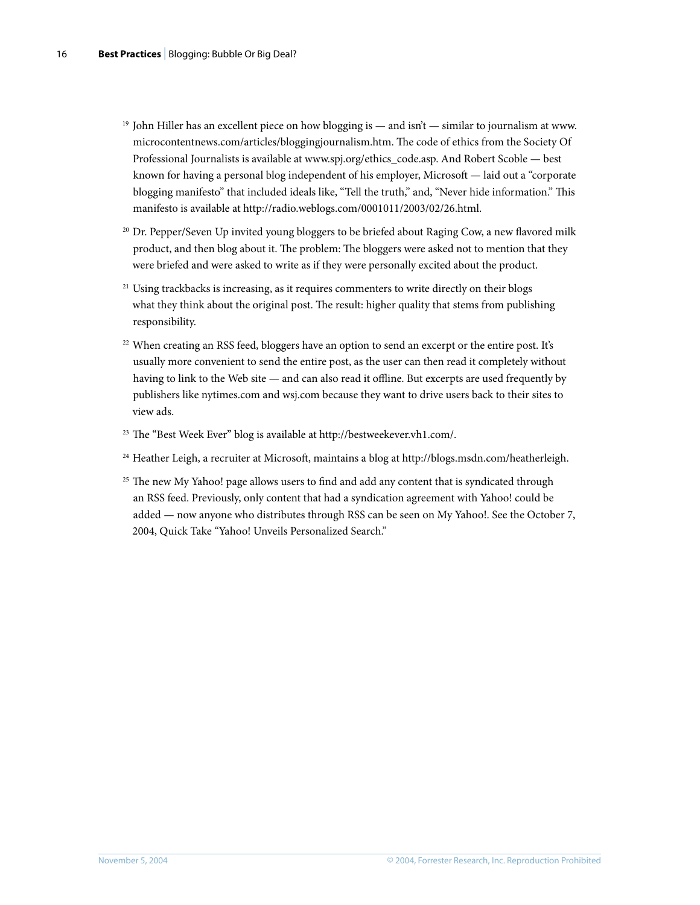[19] John Hiller has an excellent piece on how blogging is — and isn't — similar to journalism at www.microcontentnews.com/articles/bloggingjournalism.htm. The code of ethics from the Society Of Professional Journalists is available at www.spj.org/ethics_code.asp. And Robert Scoble — best known for having a personal blog independent of his employer, Microsoft — laid out a "corporate blogging manifesto" that included ideals like, "Tell the truth," and, "Never hide information." This manifesto is available at http://radio.weblogs.com/0001011/2003/02/26.html.

[20] Dr. Pepper/Seven Up invited young bloggers to be briefed about Raging Cow, a new flavored milk product, and then blog about it. The problem: The bloggers were asked not to mention that they were briefed and were asked to write as if they were personally excited about the product.

[21] Using trackbacks is increasing, as it requires commenters to write directly on their blogs what they think about the original post. The result: higher quality that stems from publishing responsibility.

[22] When creating an RSS feed, bloggers have an option to send an excerpt or the entire post. It's usually more convenient to send the entire post, as the user can then read it completely without having to link to the Web site — and can also read it offline. But excerpts are used frequently by publishers like nytimes.com and wsj.com because they want to drive users back to their sites to view ads.

[23] The "Best Week Ever" blog is available at http://bestweekever.vh1.com/.

[24] Heather Leigh, a recruiter at Microsoft, maintains a blog at http://blogs.msdn.com/heatherleigh.

[25] The new My Yahoo! page allows users to find and add any content that is syndicated through an RSS feed. Previously, only content that had a syndication agreement with Yahoo! could be added — now anyone who distributes through RSS can be seen on My Yahoo!. See the October 7, 2004, Quick Take "Yahoo! Unveils Personalized Search."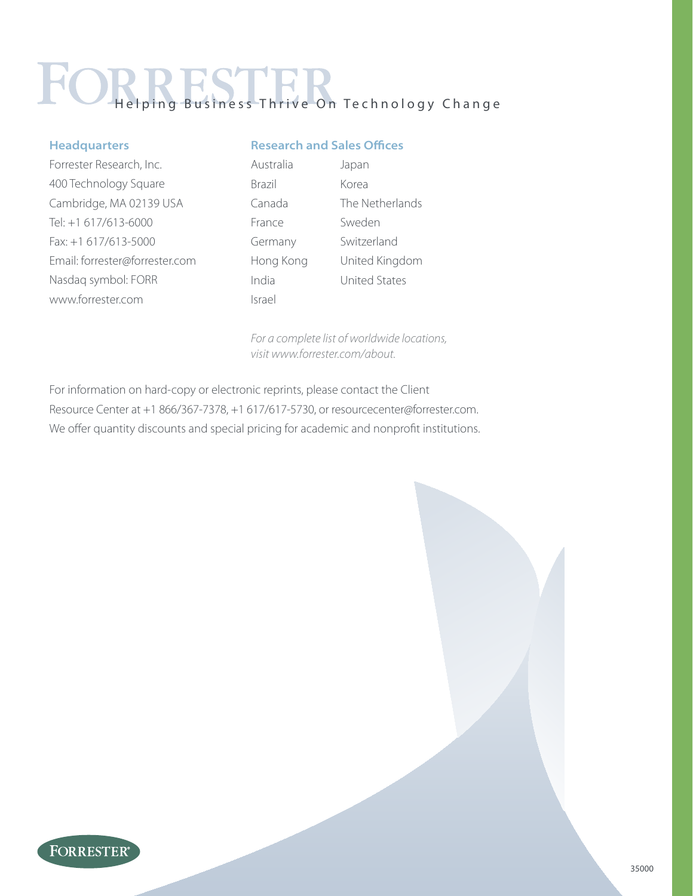# FORRESTER Helping Business Thrive On Technology Change

**Headquarters**

Forrester Research, Inc.
400 Technology Square
Cambridge, MA 02139 USA
Tel: +1 617/613-6000
Fax: +1 617/613-5000
Email: forrester@forrester.com
Nasdaq symbol: FORR
www.forrester.com

**Research and Sales Offices**

Australia
Brazil
Canada
France
Germany
Hong Kong
India
Israel
Japan
Korea
The Netherlands
Sweden
Switzerland
United Kingdom
United States

*For a complete list of worldwide locations, visit www.forrester.com/about.*

For information on hard-copy or electronic reprints, please contact the Client Resource Center at +1 866/367-7378, +1 617/617-5730, or resourcecenter@forrester.com. We offer quantity discounts and special pricing for academic and nonprofit institutions.

FORRESTER®

35000